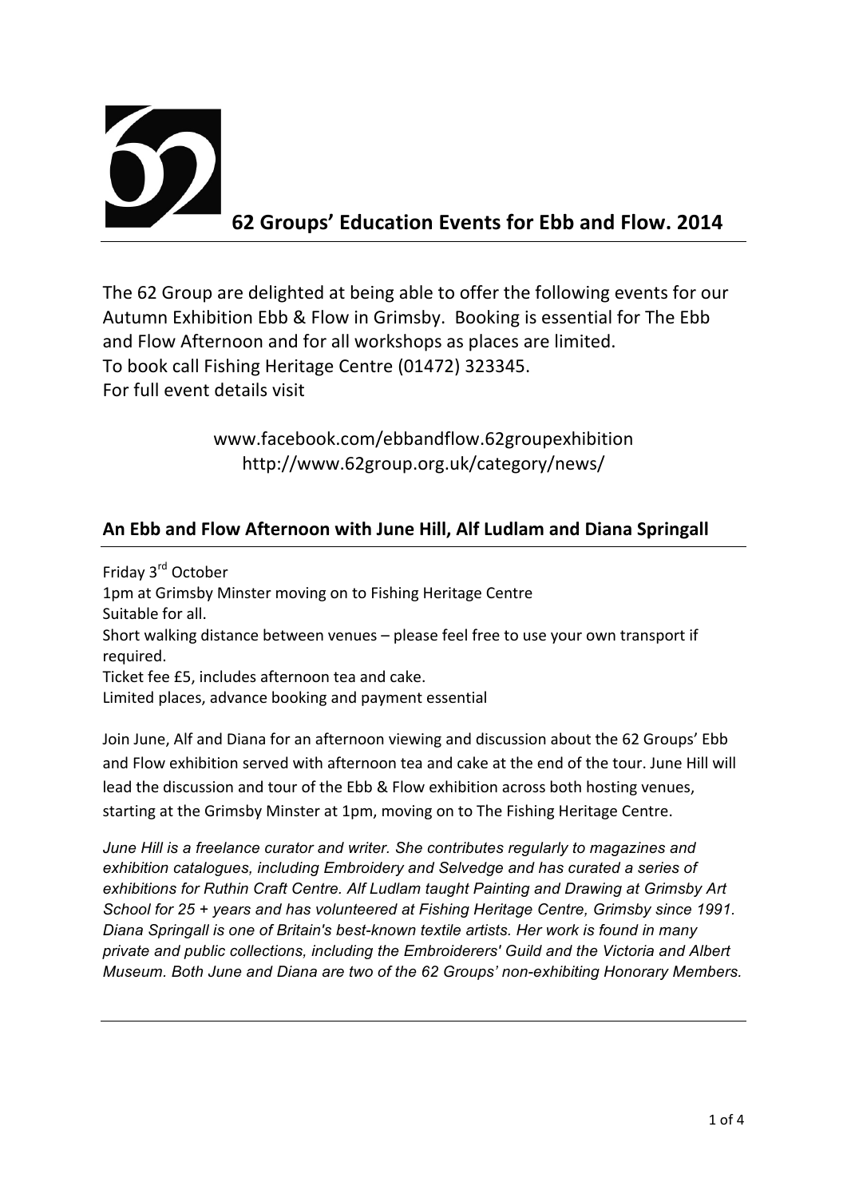# 62 Groups' Education Events for Ebb and Flow. 2014

The 62 Group are delighted at being able to offer the following events for our Autumn Exhibition Ebb & Flow in Grimsby. Booking is essential for The Ebb and Flow Afternoon and for all workshops as places are limited.
To book call Fishing Heritage Centre (01472) 323345.
For full event details visit

www.facebook.com/ebbandflow.62groupexhibition
http://www.62group.org.uk/category/news/

## An Ebb and Flow Afternoon with June Hill, Alf Ludlam and Diana Springall

Friday 3rd October
1pm at Grimsby Minster moving on to Fishing Heritage Centre
Suitable for all.
Short walking distance between venues – please feel free to use your own transport if required.
Ticket fee £5, includes afternoon tea and cake.
Limited places, advance booking and payment essential

Join June, Alf and Diana for an afternoon viewing and discussion about the 62 Groups' Ebb and Flow exhibition served with afternoon tea and cake at the end of the tour. June Hill will lead the discussion and tour of the Ebb & Flow exhibition across both hosting venues, starting at the Grimsby Minster at 1pm, moving on to The Fishing Heritage Centre.

*June Hill is a freelance curator and writer. She contributes regularly to magazines and exhibition catalogues, including Embroidery and Selvedge and has curated a series of exhibitions for Ruthin Craft Centre. Alf Ludlam taught Painting and Drawing at Grimsby Art School for 25 + years and has volunteered at Fishing Heritage Centre, Grimsby since 1991. Diana Springall is one of Britain's best-known textile artists. Her work is found in many private and public collections, including the Embroiderers' Guild and the Victoria and Albert Museum. Both June and Diana are two of the 62 Groups' non-exhibiting Honorary Members.*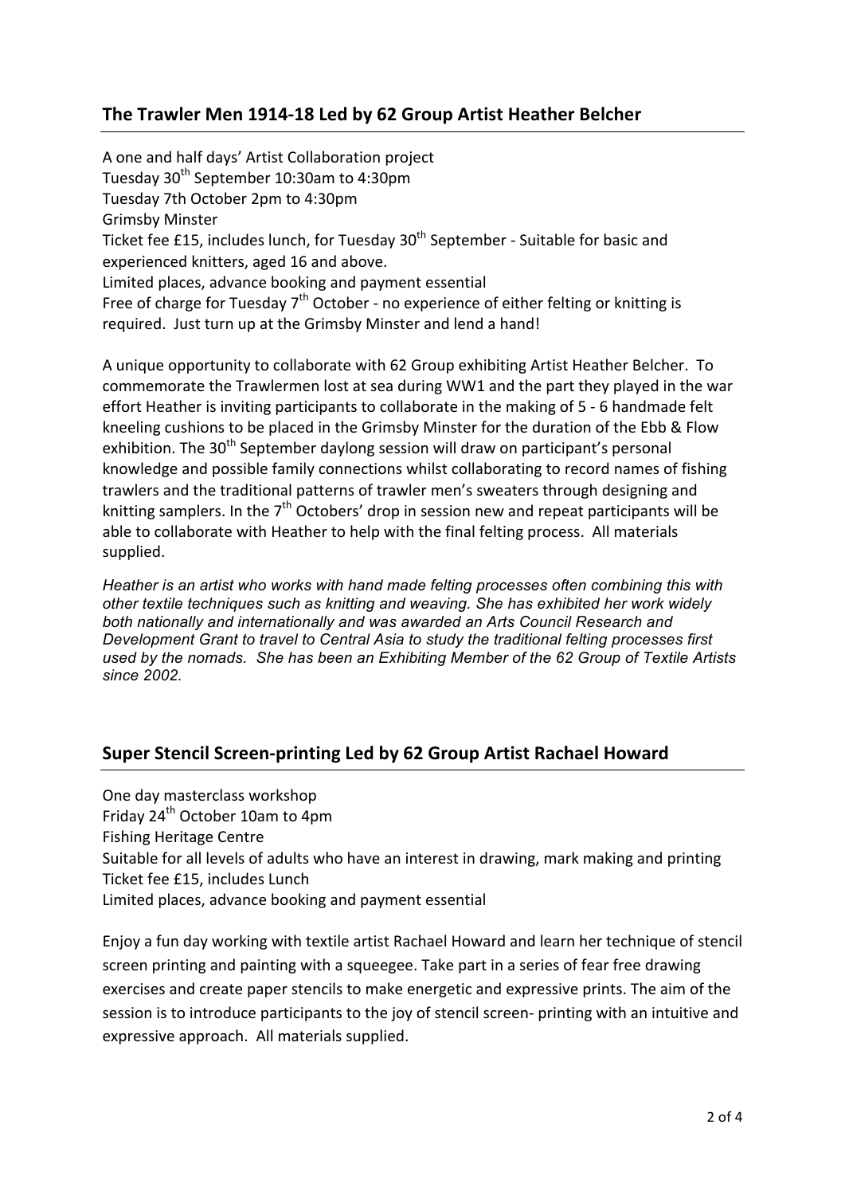## The Trawler Men 1914-18 Led by 62 Group Artist Heather Belcher

A one and half days' Artist Collaboration project
Tuesday 30th September 10:30am to 4:30pm
Tuesday 7th October 2pm to 4:30pm
Grimsby Minster
Ticket fee £15, includes lunch, for Tuesday 30th September - Suitable for basic and experienced knitters, aged 16 and above.
Limited places, advance booking and payment essential
Free of charge for Tuesday 7th October - no experience of either felting or knitting is required. Just turn up at the Grimsby Minster and lend a hand!

A unique opportunity to collaborate with 62 Group exhibiting Artist Heather Belcher. To commemorate the Trawlermen lost at sea during WW1 and the part they played in the war effort Heather is inviting participants to collaborate in the making of 5 - 6 handmade felt kneeling cushions to be placed in the Grimsby Minster for the duration of the Ebb & Flow exhibition. The 30th September daylong session will draw on participant's personal knowledge and possible family connections whilst collaborating to record names of fishing trawlers and the traditional patterns of trawler men's sweaters through designing and knitting samplers. In the 7th Octobers' drop in session new and repeat participants will be able to collaborate with Heather to help with the final felting process. All materials supplied.

*Heather is an artist who works with hand made felting processes often combining this with other textile techniques such as knitting and weaving. She has exhibited her work widely both nationally and internationally and was awarded an Arts Council Research and Development Grant to travel to Central Asia to study the traditional felting processes first used by the nomads. She has been an Exhibiting Member of the 62 Group of Textile Artists since 2002.*

## Super Stencil Screen-printing Led by 62 Group Artist Rachael Howard

One day masterclass workshop
Friday 24th October 10am to 4pm
Fishing Heritage Centre
Suitable for all levels of adults who have an interest in drawing, mark making and printing
Ticket fee £15, includes Lunch
Limited places, advance booking and payment essential

Enjoy a fun day working with textile artist Rachael Howard and learn her technique of stencil screen printing and painting with a squeegee. Take part in a series of fear free drawing exercises and create paper stencils to make energetic and expressive prints. The aim of the session is to introduce participants to the joy of stencil screen- printing with an intuitive and expressive approach. All materials supplied.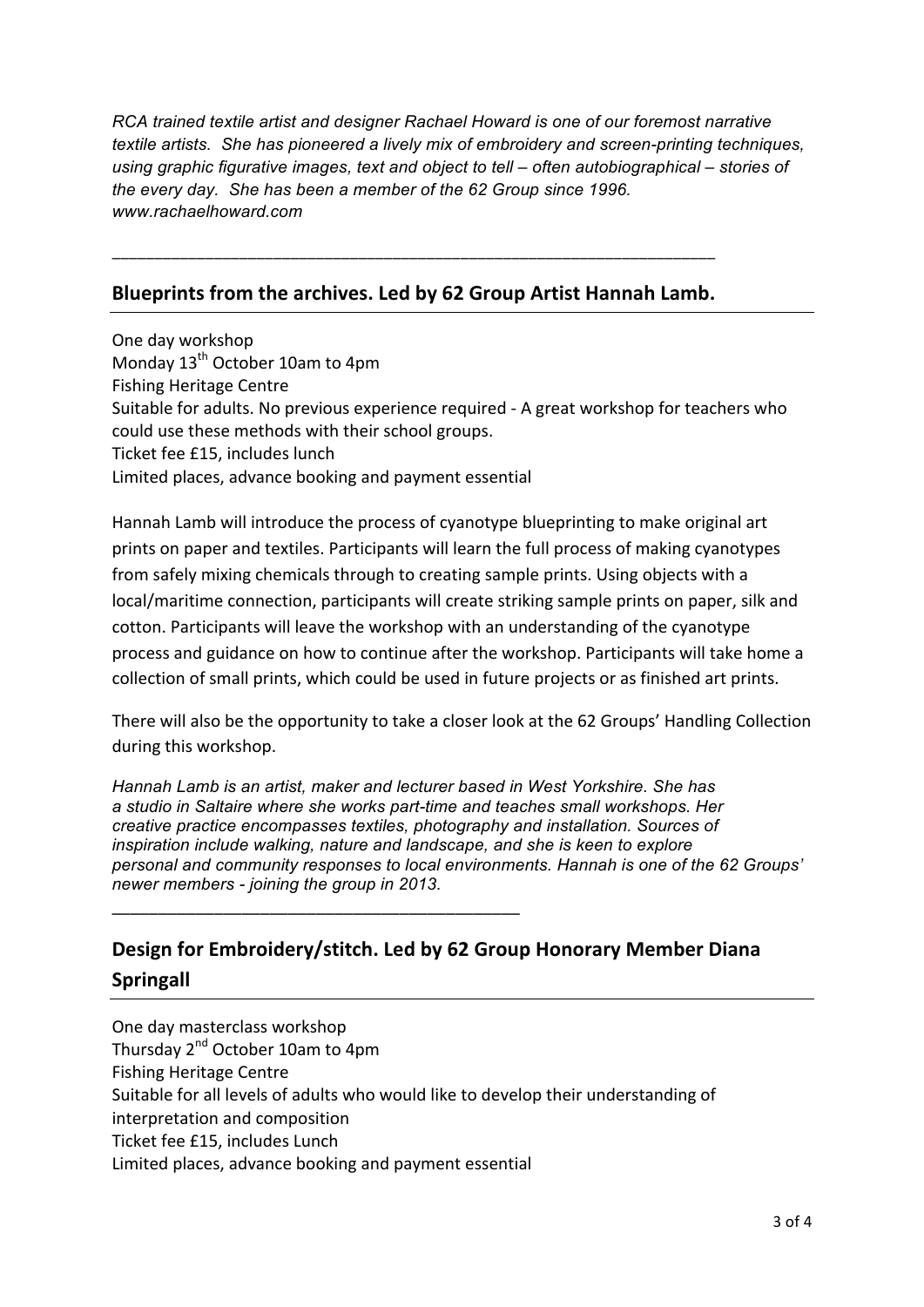*RCA trained textile artist and designer Rachael Howard is one of our foremost narrative textile artists. She has pioneered a lively mix of embroidery and screen-printing techniques, using graphic figurative images, text and object to tell – often autobiographical – stories of the every day. She has been a member of the 62 Group since 1996. www.rachaelhoward.com*

---

## Blueprints from the archives. Led by 62 Group Artist Hannah Lamb.

One day workshop
Monday 13th October 10am to 4pm
Fishing Heritage Centre
Suitable for adults. No previous experience required - A great workshop for teachers who could use these methods with their school groups.
Ticket fee £15, includes lunch
Limited places, advance booking and payment essential

Hannah Lamb will introduce the process of cyanotype blueprinting to make original art prints on paper and textiles. Participants will learn the full process of making cyanotypes from safely mixing chemicals through to creating sample prints. Using objects with a local/maritime connection, participants will create striking sample prints on paper, silk and cotton. Participants will leave the workshop with an understanding of the cyanotype process and guidance on how to continue after the workshop. Participants will take home a collection of small prints, which could be used in future projects or as finished art prints.

There will also be the opportunity to take a closer look at the 62 Groups' Handling Collection during this workshop.

*Hannah Lamb is an artist, maker and lecturer based in West Yorkshire. She has a studio in Saltaire where she works part-time and teaches small workshops. Her creative practice encompasses textiles, photography and installation. Sources of inspiration include walking, nature and landscape, and she is keen to explore personal and community responses to local environments. Hannah is one of the 62 Groups' newer members - joining the group in 2013.*

---

## Design for Embroidery/stitch. Led by 62 Group Honorary Member Diana Springall

One day masterclass workshop
Thursday 2nd October 10am to 4pm
Fishing Heritage Centre
Suitable for all levels of adults who would like to develop their understanding of interpretation and composition
Ticket fee £15, includes Lunch
Limited places, advance booking and payment essential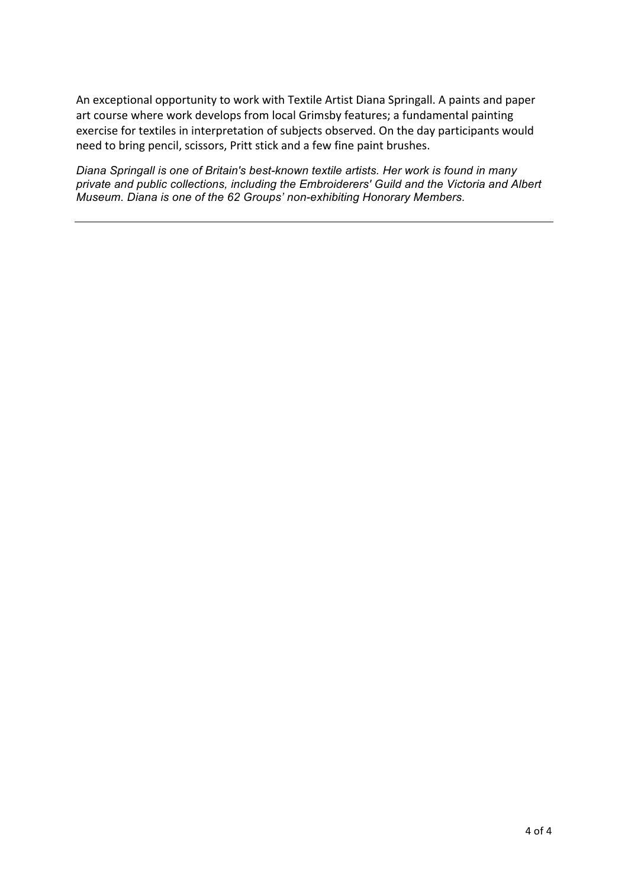An exceptional opportunity to work with Textile Artist Diana Springall. A paints and paper art course where work develops from local Grimsby features; a fundamental painting exercise for textiles in interpretation of subjects observed. On the day participants would need to bring pencil, scissors, Pritt stick and a few fine paint brushes.

*Diana Springall is one of Britain's best-known textile artists. Her work is found in many private and public collections, including the Embroiderers' Guild and the Victoria and Albert Museum. Diana is one of the 62 Groups' non-exhibiting Honorary Members.*

---